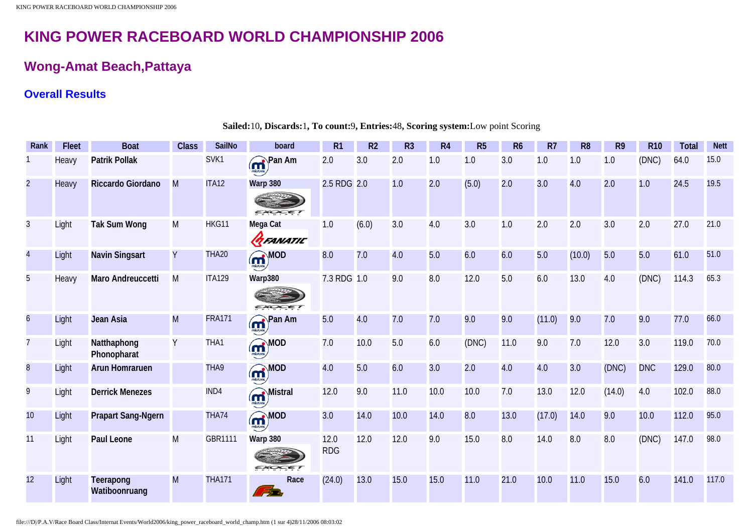# KING POWER RACEBOARD WORLD CHAMPIONSHIP 2006

## Wong-Amat Beach,Pattaya

### Overall Results

**Sailed:**10, **Discards:**1, **To count:**9, **Entries:**48, **Scoring system:**Low point Scoring

| Rank | Fleet | Boat | Class | SailNo | board | R1 | R2 | R3 | R4 | R5 | R6 | R7 | R8 | R9 | R10 | Total | Nett |
|---|---|---|---|---|---|---|---|---|---|---|---|---|---|---|---|---|---|
| 1 | Heavy | **Patrik Pollak** | | SVK1 | **Pan Am** | 2.0 | 3.0 | 2.0 | 1.0 | 1.0 | 3.0 | 1.0 | 1.0 | 1.0 | (DNC) | 64.0 | 15.0 |
| 2 | Heavy | **Riccardo Giordano** | M | ITA12 | **Warp 380** | 2.5 RDG | 2.0 | 1.0 | 2.0 | (5.0) | 2.0 | 3.0 | 4.0 | 2.0 | 1.0 | 24.5 | 19.5 |
| 3 | Light | **Tak Sum Wong** | M | HKG11 | **Mega Cat** | 1.0 | (6.0) | 3.0 | 4.0 | 3.0 | 1.0 | 2.0 | 2.0 | 3.0 | 2.0 | 27.0 | 21.0 |
| 4 | Light | **Navin Singsart** | Y | THA20 | **MOD** | 8.0 | 7.0 | 4.0 | 5.0 | 6.0 | 6.0 | 5.0 | (10.0) | 5.0 | 5.0 | 61.0 | 51.0 |
| 5 | Heavy | **Maro Andreuccetti** | M | ITA129 | **Warp380** | 7.3 RDG | 1.0 | 9.0 | 8.0 | 12.0 | 5.0 | 6.0 | 13.0 | 4.0 | (DNC) | 114.3 | 65.3 |
| 6 | Light | **Jean Asia** | M | FRA171 | **Pan Am** | 5.0 | 4.0 | 7.0 | 7.0 | 9.0 | 9.0 | (11.0) | 9.0 | 7.0 | 9.0 | 77.0 | 66.0 |
| 7 | Light | **Natthaphong Phonopharat** | Y | THA1 | **MOD** | 7.0 | 10.0 | 5.0 | 6.0 | (DNC) | 11.0 | 9.0 | 7.0 | 12.0 | 3.0 | 119.0 | 70.0 |
| 8 | Light | **Arun Homraruen** | | THA9 | **MOD** | 4.0 | 5.0 | 6.0 | 3.0 | 2.0 | 4.0 | 4.0 | 3.0 | (DNC) | DNC | 129.0 | 80.0 |
| 9 | Light | **Derrick Menezes** | | IND4 | **Mistral** | 12.0 | 9.0 | 11.0 | 10.0 | 10.0 | 7.0 | 13.0 | 12.0 | (14.0) | 4.0 | 102.0 | 88.0 |
| 10 | Light | **Prapart Sang-Ngern** | | THA74 | **MOD** | 3.0 | 14.0 | 10.0 | 14.0 | 8.0 | 13.0 | (17.0) | 14.0 | 9.0 | 10.0 | 112.0 | 95.0 |
| 11 | Light | **Paul Leone** | M | GBR1111 | **Warp 380** | 12.0 RDG | 12.0 | 12.0 | 9.0 | 15.0 | 8.0 | 14.0 | 8.0 | 8.0 | (DNC) | 147.0 | 98.0 |
| 12 | Light | **Teerapong Watiboonruang** | M | THA171 | **Race** | (24.0) | 13.0 | 15.0 | 15.0 | 11.0 | 21.0 | 10.0 | 11.0 | 15.0 | 6.0 | 141.0 | 117.0 |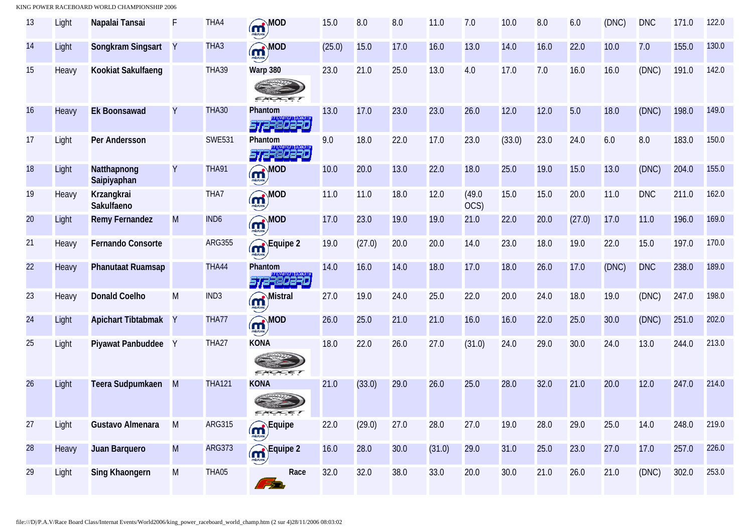| 13 | Light | **Napalai Tansai** | F | THA4 | **MOD** | 15.0 | 8.0 | 8.0 | 11.0 | 7.0 | 10.0 | 8.0 | 6.0 | (DNC) | DNC | 171.0 | 122.0 |
|---|---|---|---|---|---|---|---|---|---|---|---|---|---|---|---|---|---|
| 14 | Light | **Songkram Singsart** | Y | THA3 | **MOD** | (25.0) | 15.0 | 17.0 | 16.0 | 13.0 | 14.0 | 16.0 | 22.0 | 10.0 | 7.0 | 155.0 | 130.0 |
| 15 | Heavy | **Kookiat Sakulfaeng** | | THA39 | **Warp 380** | 23.0 | 21.0 | 25.0 | 13.0 | 4.0 | 17.0 | 7.0 | 16.0 | 16.0 | (DNC) | 191.0 | 142.0 |
| 16 | Heavy | **Ek Boonsawad** | Y | THA30 | **Phantom** | 13.0 | 17.0 | 23.0 | 23.0 | 26.0 | 12.0 | 12.0 | 5.0 | 18.0 | (DNC) | 198.0 | 149.0 |
| 17 | Light | **Per Andersson** | | SWE531 | **Phantom** | 9.0 | 18.0 | 22.0 | 17.0 | 23.0 | (33.0) | 23.0 | 24.0 | 6.0 | 8.0 | 183.0 | 150.0 |
| 18 | Light | **Natthapnong Saipiyaphan** | Y | THA91 | **MOD** | 10.0 | 20.0 | 13.0 | 22.0 | 18.0 | 25.0 | 19.0 | 15.0 | 13.0 | (DNC) | 204.0 | 155.0 |
| 19 | Heavy | **Krzangkrai Sakulfaeno** | | THA7 | **MOD** | 11.0 | 11.0 | 18.0 | 12.0 | (49.0 OCS) | 15.0 | 15.0 | 20.0 | 11.0 | DNC | 211.0 | 162.0 |
| 20 | Light | **Remy Fernandez** | M | IND6 | **MOD** | 17.0 | 23.0 | 19.0 | 19.0 | 21.0 | 22.0 | 20.0 | (27.0) | 17.0 | 11.0 | 196.0 | 169.0 |
| 21 | Heavy | **Fernando Consorte** | | ARG355 | **Equipe 2** | 19.0 | (27.0) | 20.0 | 20.0 | 14.0 | 23.0 | 18.0 | 19.0 | 22.0 | 15.0 | 197.0 | 170.0 |
| 22 | Heavy | **Phanutaat Ruamsap** | | THA44 | **Phantom** | 14.0 | 16.0 | 14.0 | 18.0 | 17.0 | 18.0 | 26.0 | 17.0 | (DNC) | DNC | 238.0 | 189.0 |
| 23 | Heavy | **Donald Coelho** | M | IND3 | **Mistral** | 27.0 | 19.0 | 24.0 | 25.0 | 22.0 | 20.0 | 24.0 | 18.0 | 19.0 | (DNC) | 247.0 | 198.0 |
| 24 | Light | **Apichart Tibtabmak** | Y | THA77 | **MOD** | 26.0 | 25.0 | 21.0 | 21.0 | 16.0 | 16.0 | 22.0 | 25.0 | 30.0 | (DNC) | 251.0 | 202.0 |
| 25 | Light | **Piyawat Panbuddee** | Y | THA27 | **KONA** | 18.0 | 22.0 | 26.0 | 27.0 | (31.0) | 24.0 | 29.0 | 30.0 | 24.0 | 13.0 | 244.0 | 213.0 |
| 26 | Light | **Teera Sudpumkaen** | M | THA121 | **KONA** | 21.0 | (33.0) | 29.0 | 26.0 | 25.0 | 28.0 | 32.0 | 21.0 | 20.0 | 12.0 | 247.0 | 214.0 |
| 27 | Light | **Gustavo Almenara** | M | ARG315 | **Equipe** | 22.0 | (29.0) | 27.0 | 28.0 | 27.0 | 19.0 | 28.0 | 29.0 | 25.0 | 14.0 | 248.0 | 219.0 |
| 28 | Heavy | **Juan Barquero** | M | ARG373 | **Equipe 2** | 16.0 | 28.0 | 30.0 | (31.0) | 29.0 | 31.0 | 25.0 | 23.0 | 27.0 | 17.0 | 257.0 | 226.0 |
| 29 | Light | **Sing Khaongern** | M | THA05 | **Race** | 32.0 | 32.0 | 38.0 | 33.0 | 20.0 | 30.0 | 21.0 | 26.0 | 21.0 | (DNC) | 302.0 | 253.0 |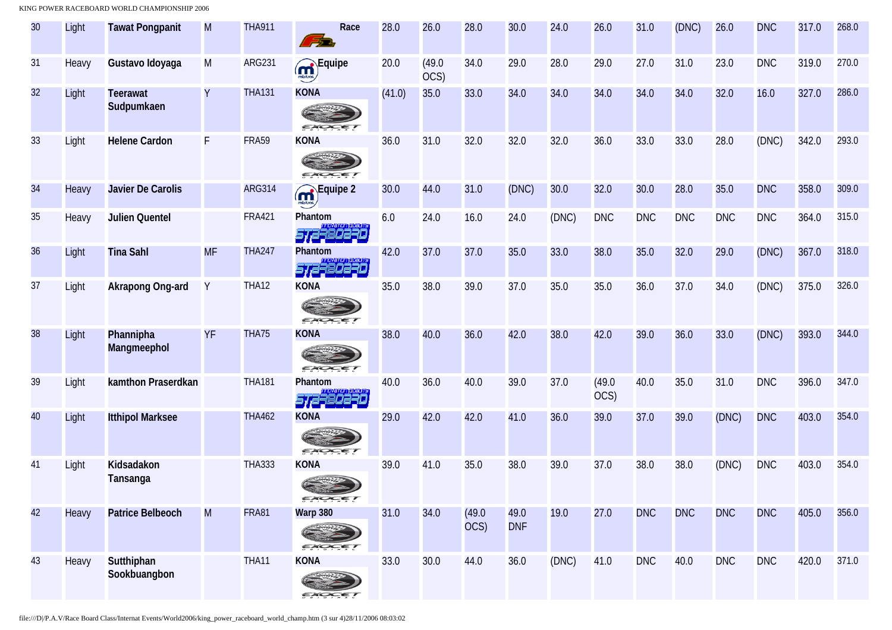| 30 | Light | Tawat Pongpanit | M | THA911 | Race | 28.0 | 26.0 | 28.0 | 30.0 | 24.0 | 26.0 | 31.0 | (DNC) | 26.0 | DNC | 317.0 | 268.0 |
|---|---|---|---|---|---|---|---|---|---|---|---|---|---|---|---|---|---|
| 31 | Heavy | Gustavo Idoyaga | M | ARG231 | Equipe | 20.0 | (49.0 OCS) | 34.0 | 29.0 | 28.0 | 29.0 | 27.0 | 31.0 | 23.0 | DNC | 319.0 | 270.0 |
| 32 | Light | Teerawat Sudpumkaen | Y | THA131 | KONA | (41.0) | 35.0 | 33.0 | 34.0 | 34.0 | 34.0 | 34.0 | 34.0 | 32.0 | 16.0 | 327.0 | 286.0 |
| 33 | Light | Helene Cardon | F | FRA59 | KONA | 36.0 | 31.0 | 32.0 | 32.0 | 32.0 | 36.0 | 33.0 | 33.0 | 28.0 | (DNC) | 342.0 | 293.0 |
| 34 | Heavy | Javier De Carolis | | ARG314 | Equipe 2 | 30.0 | 44.0 | 31.0 | (DNC) | 30.0 | 32.0 | 30.0 | 28.0 | 35.0 | DNC | 358.0 | 309.0 |
| 35 | Heavy | Julien Quentel | | FRA421 | Phantom | 6.0 | 24.0 | 16.0 | 24.0 | (DNC) | DNC | DNC | DNC | DNC | DNC | 364.0 | 315.0 |
| 36 | Light | Tina Sahl | MF | THA247 | Phantom | 42.0 | 37.0 | 37.0 | 35.0 | 33.0 | 38.0 | 35.0 | 32.0 | 29.0 | (DNC) | 367.0 | 318.0 |
| 37 | Light | Akrapong Ong-ard | Y | THA12 | KONA | 35.0 | 38.0 | 39.0 | 37.0 | 35.0 | 35.0 | 36.0 | 37.0 | 34.0 | (DNC) | 375.0 | 326.0 |
| 38 | Light | Phannipha Mangmeephol | YF | THA75 | KONA | 38.0 | 40.0 | 36.0 | 42.0 | 38.0 | 42.0 | 39.0 | 36.0 | 33.0 | (DNC) | 393.0 | 344.0 |
| 39 | Light | kamthon Praserdkan | | THA181 | Phantom | 40.0 | 36.0 | 40.0 | 39.0 | 37.0 | (49.0 OCS) | 40.0 | 35.0 | 31.0 | DNC | 396.0 | 347.0 |
| 40 | Light | Itthipol Marksee | | THA462 | KONA | 29.0 | 42.0 | 42.0 | 41.0 | 36.0 | 39.0 | 37.0 | 39.0 | (DNC) | DNC | 403.0 | 354.0 |
| 41 | Light | Kidsadakon Tansanga | | THA333 | KONA | 39.0 | 41.0 | 35.0 | 38.0 | 39.0 | 37.0 | 38.0 | 38.0 | (DNC) | DNC | 403.0 | 354.0 |
| 42 | Heavy | Patrice Belbeoch | M | FRA81 | Warp 380 | 31.0 | 34.0 | (49.0 OCS) | 49.0 DNF | 19.0 | 27.0 | DNC | DNC | DNC | DNC | 405.0 | 356.0 |
| 43 | Heavy | Sutthiphan Sookbuangbon | | THA11 | KONA | 33.0 | 30.0 | 44.0 | 36.0 | (DNC) | 41.0 | DNC | 40.0 | DNC | DNC | 420.0 | 371.0 |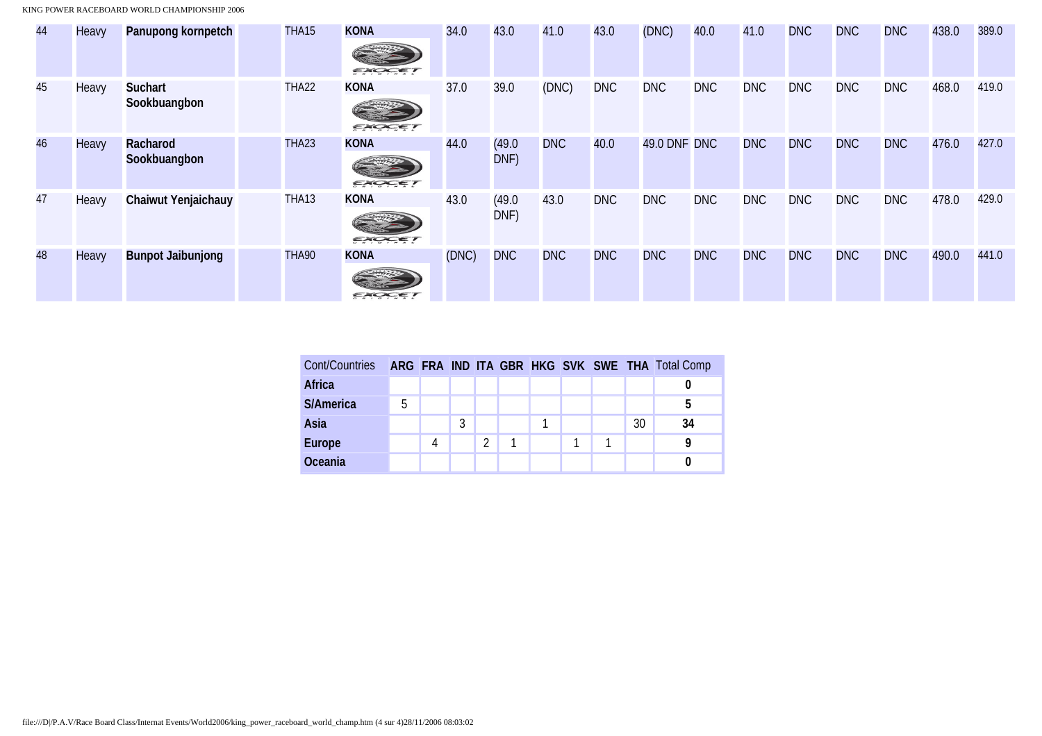| | | | | | | | | | | | | | | | | | | | |
|---|---|---|---|---|---|---|---|---|---|---|---|---|---|---|---|---|---|---|---|
| 44 | Heavy | **Panupong kornpetch** | | THA15 | **KONA** | 34.0 | 43.0 | 41.0 | 43.0 | (DNC) | 40.0 | 41.0 | DNC | DNC | DNC | 438.0 | 389.0 |
| 45 | Heavy | **Suchart Sookbuangbon** | | THA22 | **KONA** | 37.0 | 39.0 | (DNC) | DNC | DNC | DNC | DNC | DNC | DNC | DNC | 468.0 | 419.0 |
| 46 | Heavy | **Racharod Sookbuangbon** | | THA23 | **KONA** | 44.0 | (49.0 DNF) | DNC | 40.0 | 49.0 DNF | DNC | DNC | DNC | DNC | DNC | 476.0 | 427.0 |
| 47 | Heavy | **Chaiwut Yenjaichauy** | | THA13 | **KONA** | 43.0 | (49.0 DNF) | 43.0 | DNC | DNC | DNC | DNC | DNC | DNC | DNC | 478.0 | 429.0 |
| 48 | Heavy | **Bunpot Jaibunjong** | | THA90 | **KONA** | (DNC) | DNC | DNC | DNC | DNC | DNC | DNC | DNC | DNC | DNC | 490.0 | 441.0 |

| Cont/Countries | ARG | FRA | IND | ITA | GBR | HKG | SVK | SWE | THA | Total Comp |
|---|---|---|---|---|---|---|---|---|---|---|
| **Africa** | | | | | | | | | | **0** |
| **S/America** | 5 | | | | | | | | | **5** |
| **Asia** | | | 3 | | | 1 | | | 30 | **34** |
| **Europe** | | 4 | | 2 | 1 | | 1 | 1 | | **9** |
| **Oceania** | | | | | | | | | | **0** |